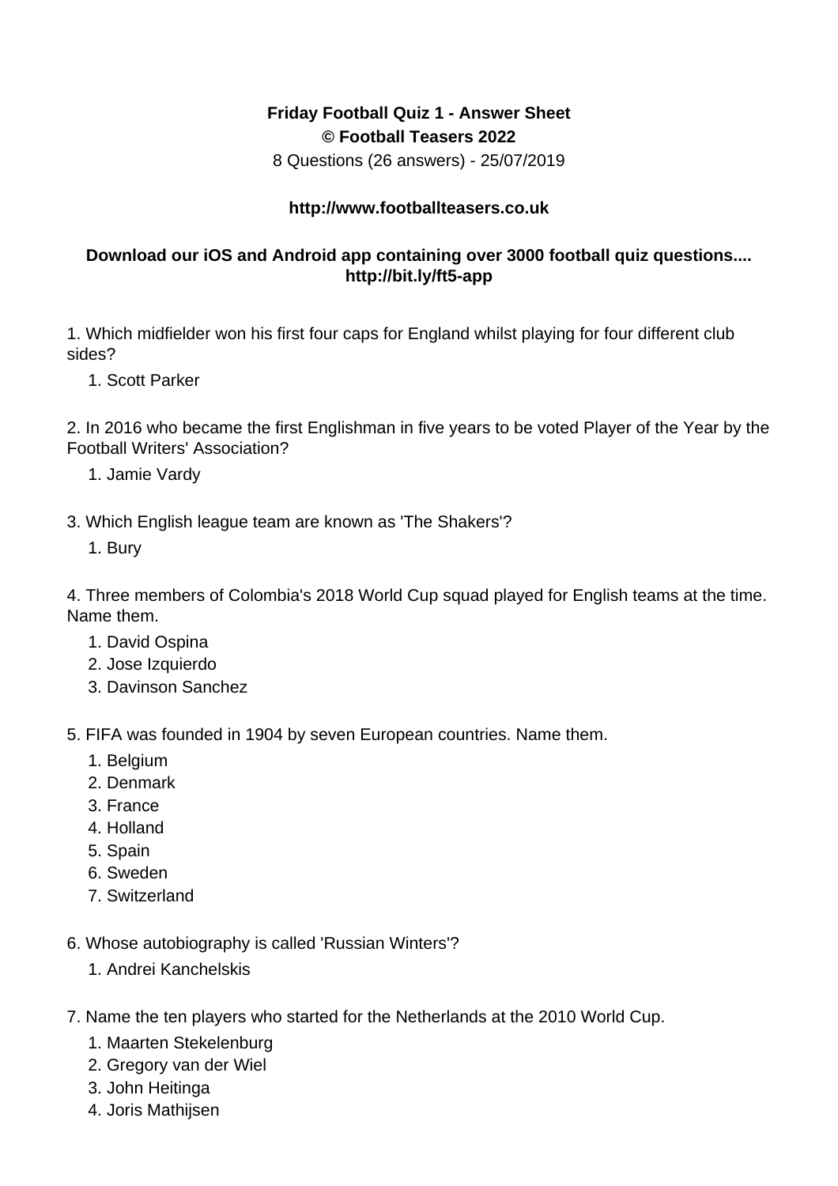**Friday Football Quiz 1 - Answer Sheet**
**© Football Teasers 2022**
8 Questions (26 answers) - 25/07/2019

**http://www.footballteasers.co.uk**

**Download our iOS and Android app containing over 3000 football quiz questions.... http://bit.ly/ft5-app**

1. Which midfielder won his first four caps for England whilst playing for four different club sides?

    1. Scott Parker

2. In 2016 who became the first Englishman in five years to be voted Player of the Year by the Football Writers' Association?

    1. Jamie Vardy

3. Which English league team are known as 'The Shakers'?

    1. Bury

4. Three members of Colombia's 2018 World Cup squad played for English teams at the time. Name them.

    1. David Ospina
    2. Jose Izquierdo
    3. Davinson Sanchez

5. FIFA was founded in 1904 by seven European countries. Name them.

    1. Belgium
    2. Denmark
    3. France
    4. Holland
    5. Spain
    6. Sweden
    7. Switzerland

6. Whose autobiography is called 'Russian Winters'?

    1. Andrei Kanchelskis

7. Name the ten players who started for the Netherlands at the 2010 World Cup.

    1. Maarten Stekelenburg
    2. Gregory van der Wiel
    3. John Heitinga
    4. Joris Mathijsen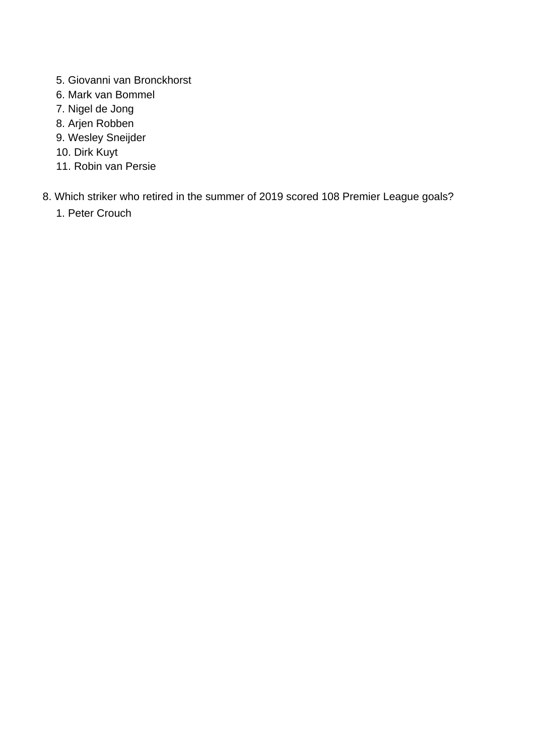5. Giovanni van Bronckhorst
6. Mark van Bommel
7. Nigel de Jong
8. Arjen Robben
9. Wesley Sneijder
10. Dirk Kuyt
11. Robin van Persie

8. Which striker who retired in the summer of 2019 scored 108 Premier League goals?
    1. Peter Crouch